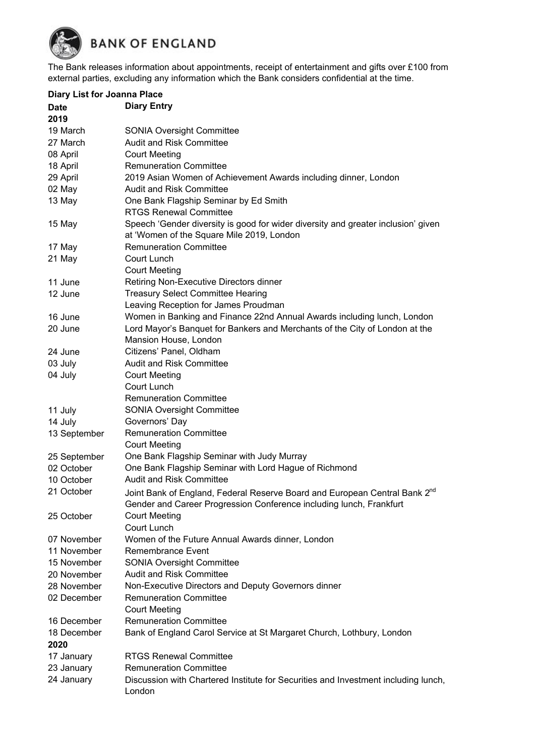# BANK OF ENGLAND

The Bank releases information about appointments, receipt of entertainment and gifts over £100 from external parties, excluding any information which the Bank considers confidential at the time.

**Diary List for Joanna Place**

| Date | Diary Entry |
|---|---|
| **2019** | |
| 19 March | SONIA Oversight Committee |
| 27 March | Audit and Risk Committee |
| 08 April | Court Meeting |
| 18 April | Remuneration Committee |
| 29 April | 2019 Asian Women of Achievement Awards including dinner, London |
| 02 May | Audit and Risk Committee |
| 13 May | One Bank Flagship Seminar by Ed Smith |
| | RTGS Renewal Committee |
| 15 May | Speech 'Gender diversity is good for wider diversity and greater inclusion' given at 'Women of the Square Mile 2019, London |
| 17 May | Remuneration Committee |
| 21 May | Court Lunch |
| | Court Meeting |
| 11 June | Retiring Non-Executive Directors dinner |
| 12 June | Treasury Select Committee Hearing |
| | Leaving Reception for James Proudman |
| 16 June | Women in Banking and Finance 22nd Annual Awards including lunch, London |
| 20 June | Lord Mayor's Banquet for Bankers and Merchants of the City of London at the Mansion House, London |
| 24 June | Citizens' Panel, Oldham |
| 03 July | Audit and Risk Committee |
| 04 July | Court Meeting |
| | Court Lunch |
| | Remuneration Committee |
| 11 July | SONIA Oversight Committee |
| 14 July | Governors' Day |
| 13 September | Remuneration Committee |
| | Court Meeting |
| 25 September | One Bank Flagship Seminar with Judy Murray |
| 02 October | One Bank Flagship Seminar with Lord Hague of Richmond |
| 10 October | Audit and Risk Committee |
| 21 October | Joint Bank of England, Federal Reserve Board and European Central Bank 2nd Gender and Career Progression Conference including lunch, Frankfurt |
| 25 October | Court Meeting |
| | Court Lunch |
| 07 November | Women of the Future Annual Awards dinner, London |
| 11 November | Remembrance Event |
| 15 November | SONIA Oversight Committee |
| 20 November | Audit and Risk Committee |
| 28 November | Non-Executive Directors and Deputy Governors dinner |
| 02 December | Remuneration Committee |
| | Court Meeting |
| 16 December | Remuneration Committee |
| 18 December | Bank of England Carol Service at St Margaret Church, Lothbury, London |
| **2020** | |
| 17 January | RTGS Renewal Committee |
| 23 January | Remuneration Committee |
| 24 January | Discussion with Chartered Institute for Securities and Investment including lunch, London |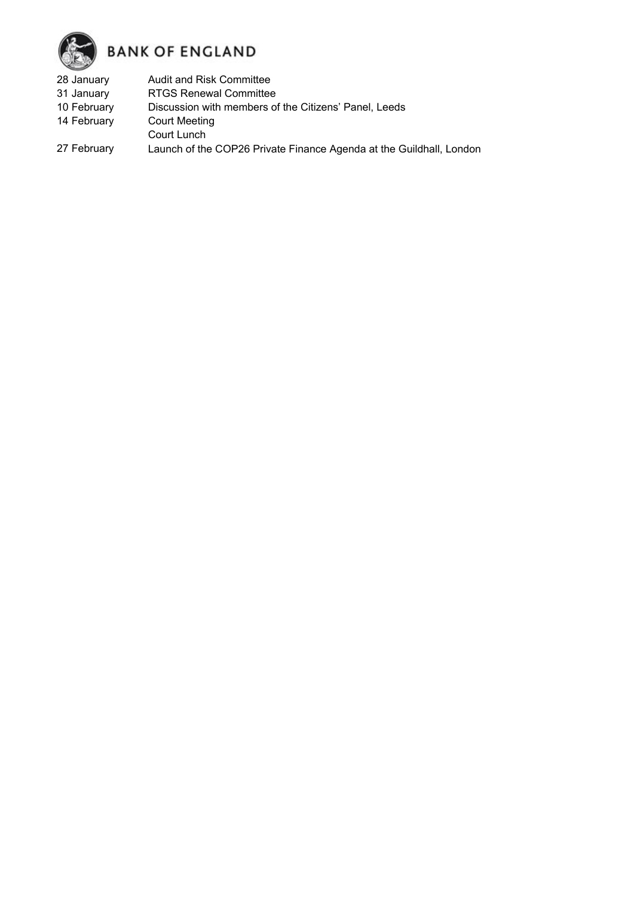| | |
|---|---|
| 28 January | Audit and Risk Committee |
| 31 January | RTGS Renewal Committee |
| 10 February | Discussion with members of the Citizens' Panel, Leeds |
| 14 February | Court Meeting |
| | Court Lunch |
| 27 February | Launch of the COP26 Private Finance Agenda at the Guildhall, London |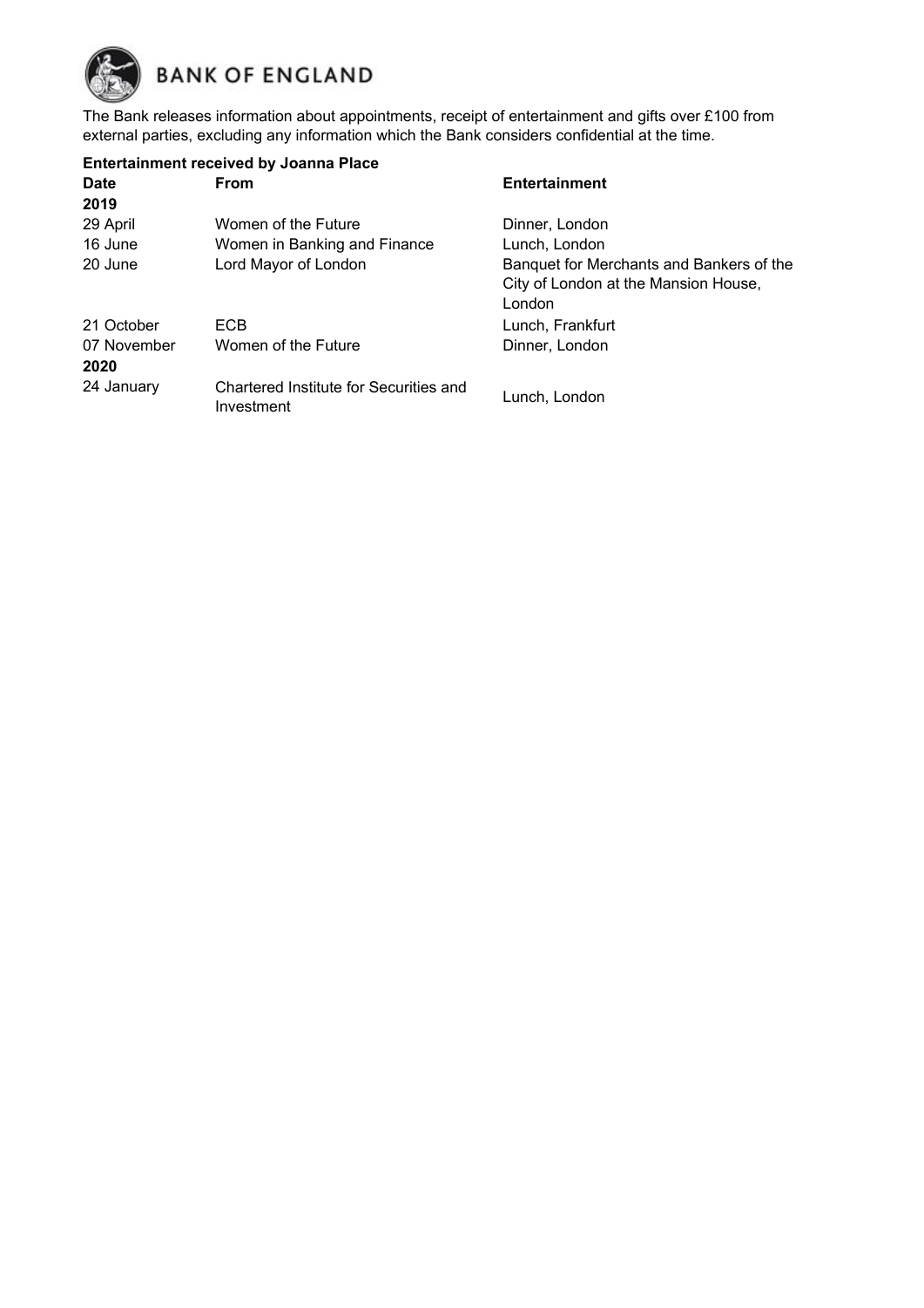# BANK OF ENGLAND

The Bank releases information about appointments, receipt of entertainment and gifts over £100 from external parties, excluding any information which the Bank considers confidential at the time.

**Entertainment received by Joanna Place**

| Date | From | Entertainment |
|---|---|---|
| **2019** | | |
| 29 April | Women of the Future | Dinner, London |
| 16 June | Women in Banking and Finance | Lunch, London |
| 20 June | Lord Mayor of London | Banquet for Merchants and Bankers of the City of London at the Mansion House, London |
| 21 October | ECB | Lunch, Frankfurt |
| 07 November | Women of the Future | Dinner, London |
| **2020** | | |
| 24 January | Chartered Institute for Securities and Investment | Lunch, London |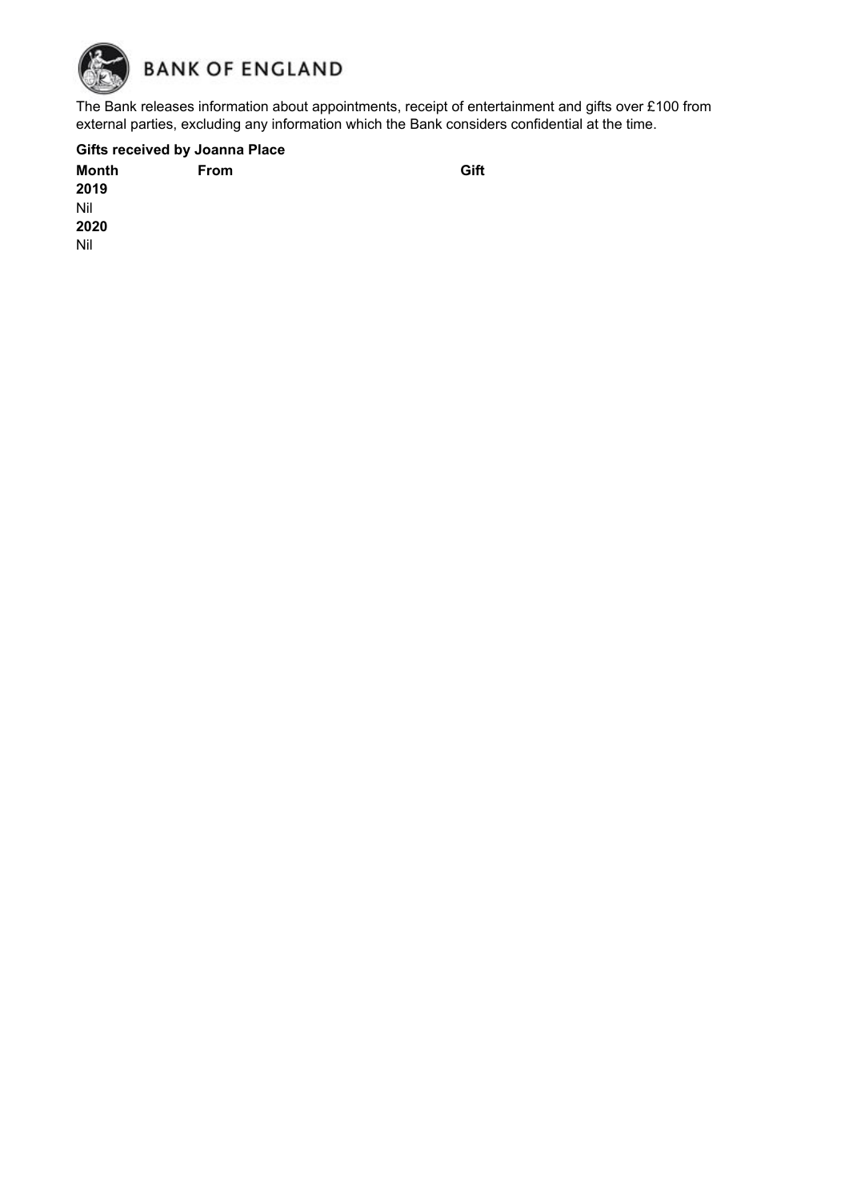# BANK OF ENGLAND

The Bank releases information about appointments, receipt of entertainment and gifts over £100 from external parties, excluding any information which the Bank considers confidential at the time.

**Gifts received by Joanna Place**

| Month | From | Gift |
|---|---|---|
| **2019** | | |
| Nil | | |
| **2020** | | |
| Nil | | |